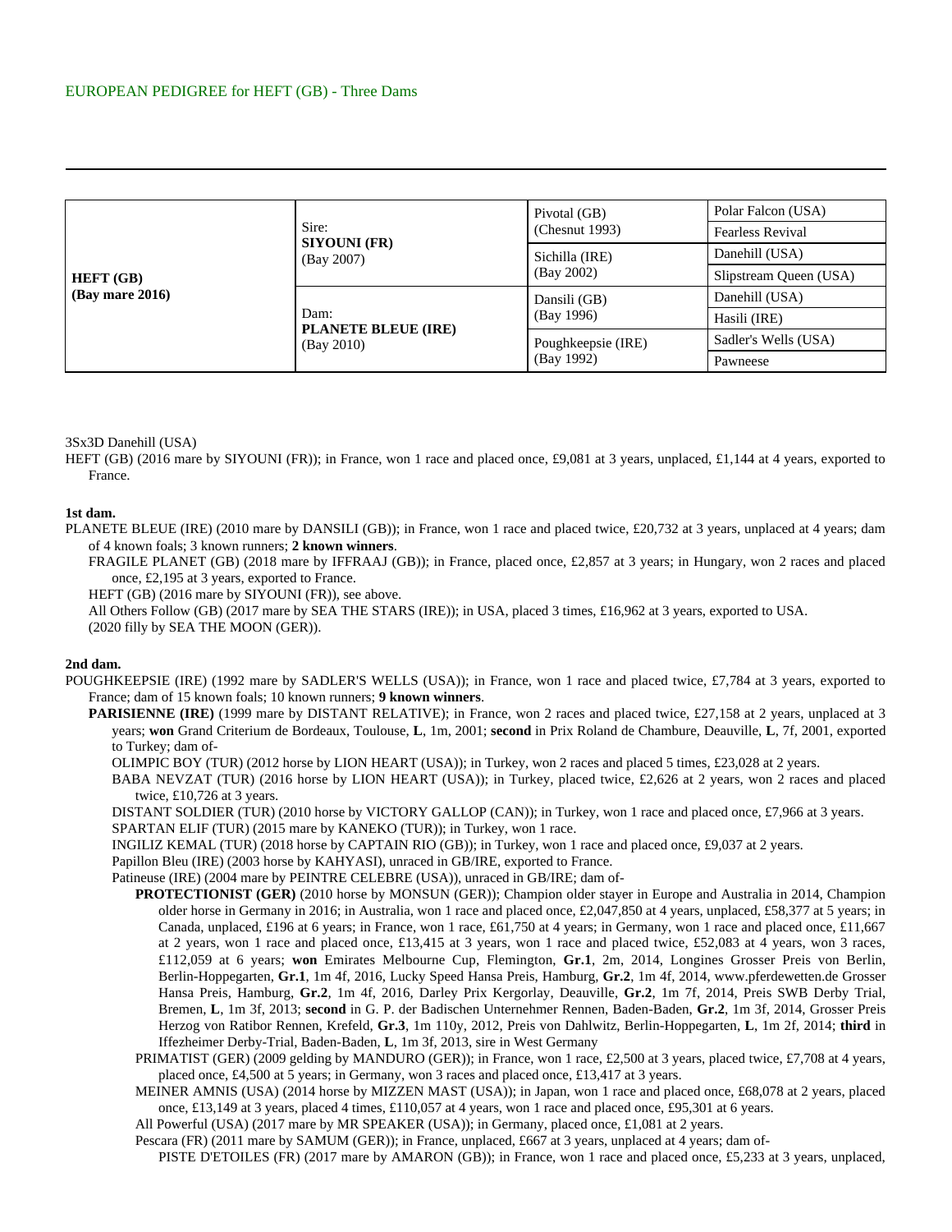EUROPEAN PEDIGREE for HEFT (GB) - Three Dams

---

| | | | |
|---|---|---|---|
| **HEFT (GB)** **(Bay mare 2016)** | Sire: **SIYOUNI (FR)** (Bay 2007) | Pivotal (GB) (Chesnut 1993) | Polar Falcon (USA) |
| | | | Fearless Revival |
| | | Sichilla (IRE) (Bay 2002) | Danehill (USA) |
| | | | Slipstream Queen (USA) |
| | Dam: **PLANETE BLEUE (IRE)** (Bay 2010) | Dansili (GB) (Bay 1996) | Danehill (USA) |
| | | | Hasili (IRE) |
| | | Poughkeepsie (IRE) (Bay 1992) | Sadler's Wells (USA) |
| | | | Pawneese |

3Sx3D Danehill (USA)

HEFT (GB) (2016 mare by SIYOUNI (FR)); in France, won 1 race and placed once, £9,081 at 3 years, unplaced, £1,144 at 4 years, exported to France.

**1st dam.**

PLANETE BLEUE (IRE) (2010 mare by DANSILI (GB)); in France, won 1 race and placed twice, £20,732 at 3 years, unplaced at 4 years; dam of 4 known foals; 3 known runners; **2 known winners**.

FRAGILE PLANET (GB) (2018 mare by IFFRAAJ (GB)); in France, placed once, £2,857 at 3 years; in Hungary, won 2 races and placed once, £2,195 at 3 years, exported to France.

HEFT (GB) (2016 mare by SIYOUNI (FR)), see above.

All Others Follow (GB) (2017 mare by SEA THE STARS (IRE)); in USA, placed 3 times, £16,962 at 3 years, exported to USA.

(2020 filly by SEA THE MOON (GER)).

**2nd dam.**

POUGHKEEPSIE (IRE) (1992 mare by SADLER'S WELLS (USA)); in France, won 1 race and placed twice, £7,784 at 3 years, exported to France; dam of 15 known foals; 10 known runners; **9 known winners**.

**PARISIENNE (IRE)** (1999 mare by DISTANT RELATIVE); in France, won 2 races and placed twice, £27,158 at 2 years, unplaced at 3 years; **won** Grand Criterium de Bordeaux, Toulouse, **L**, 1m, 2001; **second** in Prix Roland de Chambure, Deauville, **L**, 7f, 2001, exported to Turkey; dam of-

OLIMPIC BOY (TUR) (2012 horse by LION HEART (USA)); in Turkey, won 2 races and placed 5 times, £23,028 at 2 years.

BABA NEVZAT (TUR) (2016 horse by LION HEART (USA)); in Turkey, placed twice, £2,626 at 2 years, won 2 races and placed twice, £10,726 at 3 years.

DISTANT SOLDIER (TUR) (2010 horse by VICTORY GALLOP (CAN)); in Turkey, won 1 race and placed once, £7,966 at 3 years.

SPARTAN ELIF (TUR) (2015 mare by KANEKO (TUR)); in Turkey, won 1 race.

INGILIZ KEMAL (TUR) (2018 horse by CAPTAIN RIO (GB)); in Turkey, won 1 race and placed once, £9,037 at 2 years.

Papillon Bleu (IRE) (2003 horse by KAHYASI), unraced in GB/IRE, exported to France.

Patineuse (IRE) (2004 mare by PEINTRE CELEBRE (USA)), unraced in GB/IRE; dam of-

**PROTECTIONIST (GER)** (2010 horse by MONSUN (GER)); Champion older stayer in Europe and Australia in 2014, Champion older horse in Germany in 2016; in Australia, won 1 race and placed once, £2,047,850 at 4 years, unplaced, £58,377 at 5 years; in Canada, unplaced, £196 at 6 years; in France, won 1 race, £61,750 at 4 years; in Germany, won 1 race and placed once, £11,667 at 2 years, won 1 race and placed once, £13,415 at 3 years, won 1 race and placed twice, £52,083 at 4 years, won 3 races, £112,059 at 6 years; **won** Emirates Melbourne Cup, Flemington, **Gr.1**, 2m, 2014, Longines Grosser Preis von Berlin, Berlin-Hoppegarten, **Gr.1**, 1m 4f, 2016, Lucky Speed Hansa Preis, Hamburg, **Gr.2**, 1m 4f, 2014, www.pferdewetten.de Grosser Hansa Preis, Hamburg, **Gr.2**, 1m 4f, 2016, Darley Prix Kergorlay, Deauville, **Gr.2**, 1m 7f, 2014, Preis SWB Derby Trial, Bremen, **L**, 1m 3f, 2013; **second** in G. P. der Badischen Unternehmer Rennen, Baden-Baden, **Gr.2**, 1m 3f, 2014, Grosser Preis Herzog von Ratibor Rennen, Krefeld, **Gr.3**, 1m 110y, 2012, Preis von Dahlwitz, Berlin-Hoppegarten, **L**, 1m 2f, 2014; **third** in Iffezheimer Derby-Trial, Baden-Baden, **L**, 1m 3f, 2013, sire in West Germany

PRIMATIST (GER) (2009 gelding by MANDURO (GER)); in France, won 1 race, £2,500 at 3 years, placed twice, £7,708 at 4 years, placed once, £4,500 at 5 years; in Germany, won 3 races and placed once, £13,417 at 3 years.

MEINER AMNIS (USA) (2014 horse by MIZZEN MAST (USA)); in Japan, won 1 race and placed once, £68,078 at 2 years, placed once, £13,149 at 3 years, placed 4 times, £110,057 at 4 years, won 1 race and placed once, £95,301 at 6 years.

All Powerful (USA) (2017 mare by MR SPEAKER (USA)); in Germany, placed once, £1,081 at 2 years.

Pescara (FR) (2011 mare by SAMUM (GER)); in France, unplaced, £667 at 3 years, unplaced at 4 years; dam of-

PISTE D'ETOILES (FR) (2017 mare by AMARON (GB)); in France, won 1 race and placed once, £5,233 at 3 years, unplaced,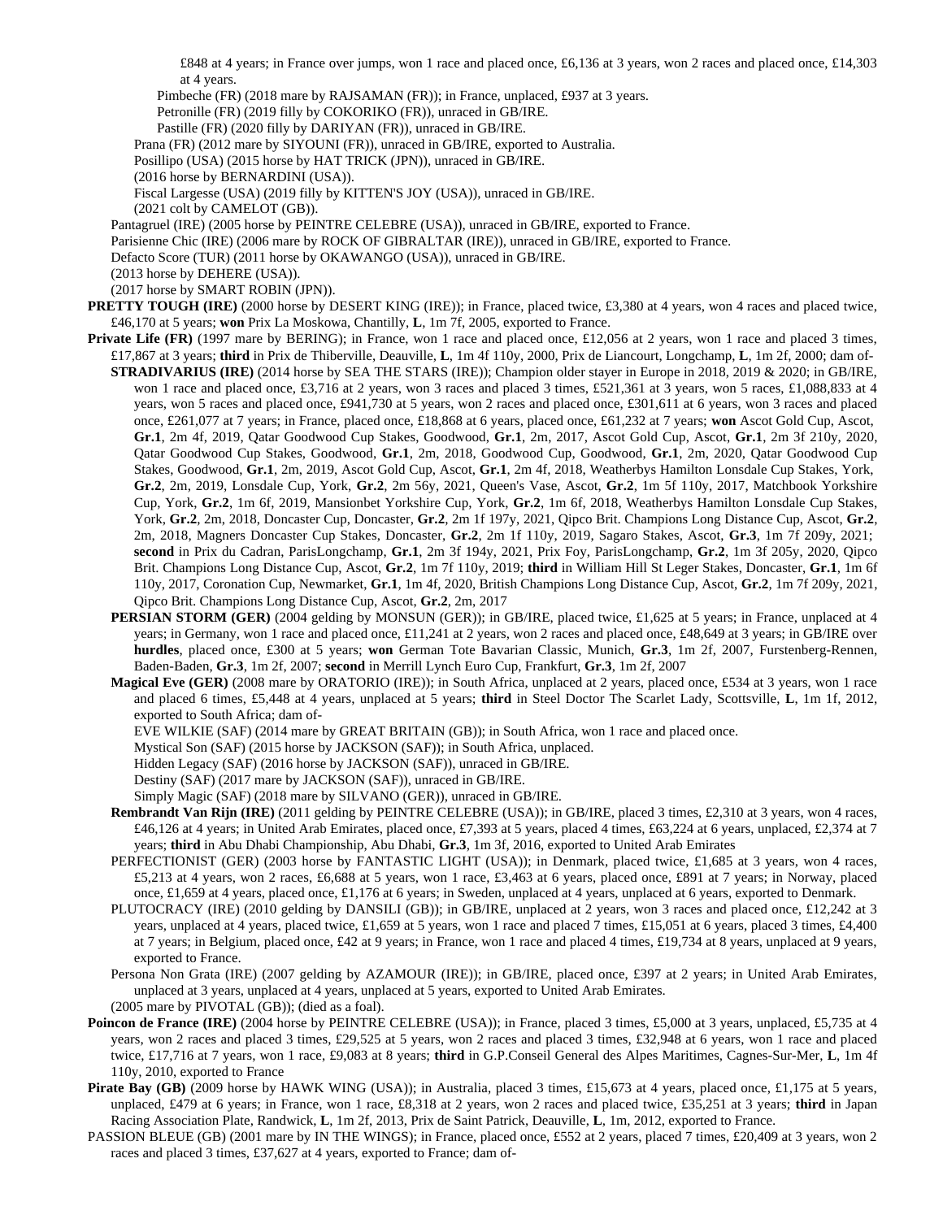£848 at 4 years; in France over jumps, won 1 race and placed once, £6,136 at 3 years, won 2 races and placed once, £14,303 at 4 years.

Pimbeche (FR) (2018 mare by RAJSAMAN (FR)); in France, unplaced, £937 at 3 years.

Petronille (FR) (2019 filly by COKORIKO (FR)), unraced in GB/IRE.

Pastille (FR) (2020 filly by DARIYAN (FR)), unraced in GB/IRE.

Prana (FR) (2012 mare by SIYOUNI (FR)), unraced in GB/IRE, exported to Australia.

Posillipo (USA) (2015 horse by HAT TRICK (JPN)), unraced in GB/IRE.

(2016 horse by BERNARDINI (USA)).

Fiscal Largesse (USA) (2019 filly by KITTEN'S JOY (USA)), unraced in GB/IRE.

(2021 colt by CAMELOT (GB)).

Pantagruel (IRE) (2005 horse by PEINTRE CELEBRE (USA)), unraced in GB/IRE, exported to France.

Parisienne Chic (IRE) (2006 mare by ROCK OF GIBRALTAR (IRE)), unraced in GB/IRE, exported to France.

Defacto Score (TUR) (2011 horse by OKAWANGO (USA)), unraced in GB/IRE.

(2013 horse by DEHERE (USA)).

(2017 horse by SMART ROBIN (JPN)).

**PRETTY TOUGH (IRE)** (2000 horse by DESERT KING (IRE)); in France, placed twice, £3,380 at 4 years, won 4 races and placed twice, £46,170 at 5 years; **won** Prix La Moskowa, Chantilly, **L**, 1m 7f, 2005, exported to France.

**Private Life (FR)** (1997 mare by BERING); in France, won 1 race and placed once, £12,056 at 2 years, won 1 race and placed 3 times, £17,867 at 3 years; **third** in Prix de Thiberville, Deauville, **L**, 1m 4f 110y, 2000, Prix de Liancourt, Longchamp, **L**, 1m 2f, 2000; dam of-

**STRADIVARIUS (IRE)** (2014 horse by SEA THE STARS (IRE)); Champion older stayer in Europe in 2018, 2019 & 2020; in GB/IRE, won 1 race and placed once, £3,716 at 2 years, won 3 races and placed 3 times, £521,361 at 3 years, won 5 races, £1,088,833 at 4 years, won 5 races and placed once, £941,730 at 5 years, won 2 races and placed once, £301,611 at 6 years, won 3 races and placed once, £261,077 at 7 years; in France, placed once, £18,868 at 6 years, placed once, £61,232 at 7 years; **won** Ascot Gold Cup, Ascot, **Gr.1**, 2m 4f, 2019, Qatar Goodwood Cup Stakes, Goodwood, **Gr.1**, 2m, 2017, Ascot Gold Cup, Ascot, **Gr.1**, 2m 3f 210y, 2020, Qatar Goodwood Cup Stakes, Goodwood, **Gr.1**, 2m, 2018, Goodwood Cup, Goodwood, **Gr.1**, 2m, 2020, Qatar Goodwood Cup Stakes, Goodwood, **Gr.1**, 2m, 2019, Ascot Gold Cup, Ascot, **Gr.1**, 2m 4f, 2018, Weatherbys Hamilton Lonsdale Cup Stakes, York, **Gr.2**, 2m, 2019, Lonsdale Cup, York, **Gr.2**, 2m 56y, 2021, Queen's Vase, Ascot, **Gr.2**, 1m 5f 110y, 2017, Matchbook Yorkshire Cup, York, **Gr.2**, 1m 6f, 2019, Mansionbet Yorkshire Cup, York, **Gr.2**, 1m 6f, 2018, Weatherbys Hamilton Lonsdale Cup Stakes, York, **Gr.2**, 2m, 2018, Doncaster Cup, Doncaster, **Gr.2**, 2m 1f 197y, 2021, Qipco Brit. Champions Long Distance Cup, Ascot, **Gr.2**, 2m, 2018, Magners Doncaster Cup Stakes, Doncaster, **Gr.2**, 2m 1f 110y, 2019, Sagaro Stakes, Ascot, **Gr.3**, 1m 7f 209y, 2021; **second** in Prix du Cadran, ParisLongchamp, **Gr.1**, 2m 3f 194y, 2021, Prix Foy, ParisLongchamp, **Gr.2**, 1m 3f 205y, 2020, Qipco Brit. Champions Long Distance Cup, Ascot, **Gr.2**, 1m 7f 110y, 2019; **third** in William Hill St Leger Stakes, Doncaster, **Gr.1**, 1m 6f 110y, 2017, Coronation Cup, Newmarket, **Gr.1**, 1m 4f, 2020, British Champions Long Distance Cup, Ascot, **Gr.2**, 1m 7f 209y, 2021, Qipco Brit. Champions Long Distance Cup, Ascot, **Gr.2**, 2m, 2017

**PERSIAN STORM (GER)** (2004 gelding by MONSUN (GER)); in GB/IRE, placed twice, £1,625 at 5 years; in France, unplaced at 4 years; in Germany, won 1 race and placed once, £11,241 at 2 years, won 2 races and placed once, £48,649 at 3 years; in GB/IRE over **hurdles**, placed once, £300 at 5 years; **won** German Tote Bavarian Classic, Munich, **Gr.3**, 1m 2f, 2007, Furstenberg-Rennen, Baden-Baden, **Gr.3**, 1m 2f, 2007; **second** in Merrill Lynch Euro Cup, Frankfurt, **Gr.3**, 1m 2f, 2007

**Magical Eve (GER)** (2008 mare by ORATORIO (IRE)); in South Africa, unplaced at 2 years, placed once, £534 at 3 years, won 1 race and placed 6 times, £5,448 at 4 years, unplaced at 5 years; **third** in Steel Doctor The Scarlet Lady, Scottsville, **L**, 1m 1f, 2012, exported to South Africa; dam of-

EVE WILKIE (SAF) (2014 mare by GREAT BRITAIN (GB)); in South Africa, won 1 race and placed once.

Mystical Son (SAF) (2015 horse by JACKSON (SAF)); in South Africa, unplaced.

Hidden Legacy (SAF) (2016 horse by JACKSON (SAF)), unraced in GB/IRE.

Destiny (SAF) (2017 mare by JACKSON (SAF)), unraced in GB/IRE.

Simply Magic (SAF) (2018 mare by SILVANO (GER)), unraced in GB/IRE.

**Rembrandt Van Rijn (IRE)** (2011 gelding by PEINTRE CELEBRE (USA)); in GB/IRE, placed 3 times, £2,310 at 3 years, won 4 races, £46,126 at 4 years; in United Arab Emirates, placed once, £7,393 at 5 years, placed 4 times, £63,224 at 6 years, unplaced, £2,374 at 7 years; **third** in Abu Dhabi Championship, Abu Dhabi, **Gr.3**, 1m 3f, 2016, exported to United Arab Emirates

PERFECTIONIST (GER) (2003 horse by FANTASTIC LIGHT (USA)); in Denmark, placed twice, £1,685 at 3 years, won 4 races, £5,213 at 4 years, won 2 races, £6,688 at 5 years, won 1 race, £3,463 at 6 years, placed once, £891 at 7 years; in Norway, placed once, £1,659 at 4 years, placed once, £1,176 at 6 years; in Sweden, unplaced at 4 years, unplaced at 6 years, exported to Denmark.

PLUTOCRACY (IRE) (2010 gelding by DANSILI (GB)); in GB/IRE, unplaced at 2 years, won 3 races and placed once, £12,242 at 3 years, unplaced at 4 years, placed twice, £1,659 at 5 years, won 1 race and placed 7 times, £15,051 at 6 years, placed 3 times, £4,400 at 7 years; in Belgium, placed once, £42 at 9 years; in France, won 1 race and placed 4 times, £19,734 at 8 years, unplaced at 9 years, exported to France.

Persona Non Grata (IRE) (2007 gelding by AZAMOUR (IRE)); in GB/IRE, placed once, £397 at 2 years; in United Arab Emirates, unplaced at 3 years, unplaced at 4 years, unplaced at 5 years, exported to United Arab Emirates.

(2005 mare by PIVOTAL (GB)); (died as a foal).

**Poincon de France (IRE)** (2004 horse by PEINTRE CELEBRE (USA)); in France, placed 3 times, £5,000 at 3 years, unplaced, £5,735 at 4 years, won 2 races and placed 3 times, £29,525 at 5 years, won 2 races and placed 3 times, £32,948 at 6 years, won 1 race and placed twice, £17,716 at 7 years, won 1 race, £9,083 at 8 years; **third** in G.P.Conseil General des Alpes Maritimes, Cagnes-Sur-Mer, **L**, 1m 4f 110y, 2010, exported to France

**Pirate Bay (GB)** (2009 horse by HAWK WING (USA)); in Australia, placed 3 times, £15,673 at 4 years, placed once, £1,175 at 5 years, unplaced, £479 at 6 years; in France, won 1 race, £8,318 at 2 years, won 2 races and placed twice, £35,251 at 3 years; **third** in Japan Racing Association Plate, Randwick, **L**, 1m 2f, 2013, Prix de Saint Patrick, Deauville, **L**, 1m, 2012, exported to France.

PASSION BLEUE (GB) (2001 mare by IN THE WINGS); in France, placed once, £552 at 2 years, placed 7 times, £20,409 at 3 years, won 2 races and placed 3 times, £37,627 at 4 years, exported to France; dam of-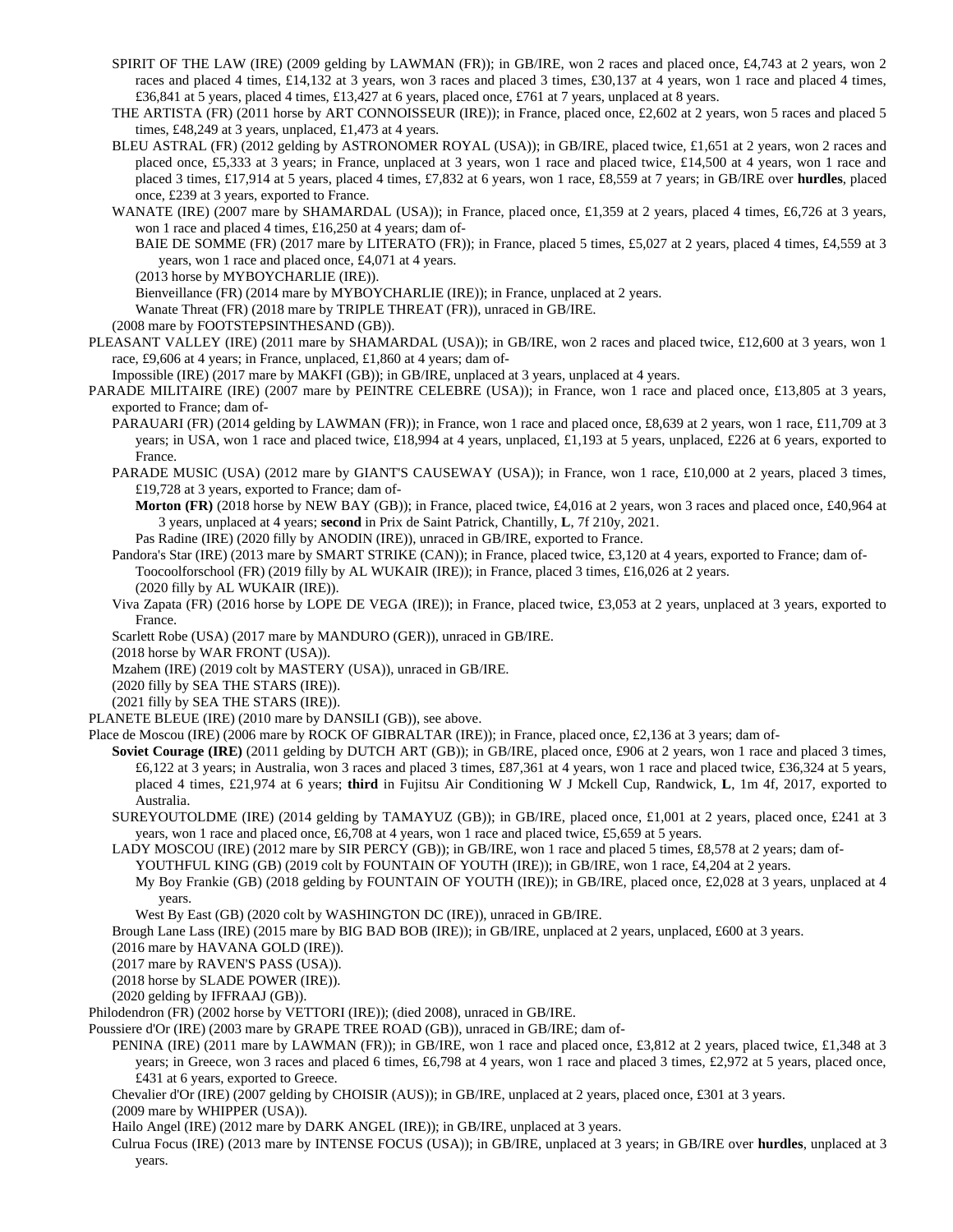SPIRIT OF THE LAW (IRE) (2009 gelding by LAWMAN (FR)); in GB/IRE, won 2 races and placed once, £4,743 at 2 years, won 2 races and placed 4 times, £14,132 at 3 years, won 3 races and placed 3 times, £30,137 at 4 years, won 1 race and placed 4 times, £36,841 at 5 years, placed 4 times, £13,427 at 6 years, placed once, £761 at 7 years, unplaced at 8 years.

THE ARTISTA (FR) (2011 horse by ART CONNOISSEUR (IRE)); in France, placed once, £2,602 at 2 years, won 5 races and placed 5 times, £48,249 at 3 years, unplaced, £1,473 at 4 years.

BLEU ASTRAL (FR) (2012 gelding by ASTRONOMER ROYAL (USA)); in GB/IRE, placed twice, £1,651 at 2 years, won 2 races and placed once, £5,333 at 3 years; in France, unplaced at 3 years, won 1 race and placed twice, £14,500 at 4 years, won 1 race and placed 3 times, £17,914 at 5 years, placed 4 times, £7,832 at 6 years, won 1 race, £8,559 at 7 years; in GB/IRE over **hurdles**, placed once, £239 at 3 years, exported to France.

WANATE (IRE) (2007 mare by SHAMARDAL (USA)); in France, placed once, £1,359 at 2 years, placed 4 times, £6,726 at 3 years, won 1 race and placed 4 times, £16,250 at 4 years; dam of-

BAIE DE SOMME (FR) (2017 mare by LITERATO (FR)); in France, placed 5 times, £5,027 at 2 years, placed 4 times, £4,559 at 3 years, won 1 race and placed once, £4,071 at 4 years.

(2013 horse by MYBOYCHARLIE (IRE)).

Bienveillance (FR) (2014 mare by MYBOYCHARLIE (IRE)); in France, unplaced at 2 years.

Wanate Threat (FR) (2018 mare by TRIPLE THREAT (FR)), unraced in GB/IRE.

(2008 mare by FOOTSTEPSINTHESAND (GB)).

PLEASANT VALLEY (IRE) (2011 mare by SHAMARDAL (USA)); in GB/IRE, won 2 races and placed twice, £12,600 at 3 years, won 1 race, £9,606 at 4 years; in France, unplaced, £1,860 at 4 years; dam of-

Impossible (IRE) (2017 mare by MAKFI (GB)); in GB/IRE, unplaced at 3 years, unplaced at 4 years.

PARADE MILITAIRE (IRE) (2007 mare by PEINTRE CELEBRE (USA)); in France, won 1 race and placed once, £13,805 at 3 years, exported to France; dam of-

PARAUARI (FR) (2014 gelding by LAWMAN (FR)); in France, won 1 race and placed once, £8,639 at 2 years, won 1 race, £11,709 at 3 years; in USA, won 1 race and placed twice, £18,994 at 4 years, unplaced, £1,193 at 5 years, unplaced, £226 at 6 years, exported to France.

PARADE MUSIC (USA) (2012 mare by GIANT'S CAUSEWAY (USA)); in France, won 1 race, £10,000 at 2 years, placed 3 times, £19,728 at 3 years, exported to France; dam of-

**Morton (FR)** (2018 horse by NEW BAY (GB)); in France, placed twice, £4,016 at 2 years, won 3 races and placed once, £40,964 at 3 years, unplaced at 4 years; **second** in Prix de Saint Patrick, Chantilly, **L**, 7f 210y, 2021.

Pas Radine (IRE) (2020 filly by ANODIN (IRE)), unraced in GB/IRE, exported to France.

Pandora's Star (IRE) (2013 mare by SMART STRIKE (CAN)); in France, placed twice, £3,120 at 4 years, exported to France; dam of-

Toocoolforschool (FR) (2019 filly by AL WUKAIR (IRE)); in France, placed 3 times, £16,026 at 2 years.

(2020 filly by AL WUKAIR (IRE)).

Viva Zapata (FR) (2016 horse by LOPE DE VEGA (IRE)); in France, placed twice, £3,053 at 2 years, unplaced at 3 years, exported to France.

Scarlett Robe (USA) (2017 mare by MANDURO (GER)), unraced in GB/IRE.

(2018 horse by WAR FRONT (USA)).

Mzahem (IRE) (2019 colt by MASTERY (USA)), unraced in GB/IRE.

(2020 filly by SEA THE STARS (IRE)).

(2021 filly by SEA THE STARS (IRE)).

PLANETE BLEUE (IRE) (2010 mare by DANSILI (GB)), see above.

Place de Moscou (IRE) (2006 mare by ROCK OF GIBRALTAR (IRE)); in France, placed once, £2,136 at 3 years; dam of-

**Soviet Courage (IRE)** (2011 gelding by DUTCH ART (GB)); in GB/IRE, placed once, £906 at 2 years, won 1 race and placed 3 times, £6,122 at 3 years; in Australia, won 3 races and placed 3 times, £87,361 at 4 years, won 1 race and placed twice, £36,324 at 5 years, placed 4 times, £21,974 at 6 years; **third** in Fujitsu Air Conditioning W J Mckell Cup, Randwick, **L**, 1m 4f, 2017, exported to Australia.

SUREYOUTOLDME (IRE) (2014 gelding by TAMAYUZ (GB)); in GB/IRE, placed once, £1,001 at 2 years, placed once, £241 at 3 years, won 1 race and placed once, £6,708 at 4 years, won 1 race and placed twice, £5,659 at 5 years.

LADY MOSCOU (IRE) (2012 mare by SIR PERCY (GB)); in GB/IRE, won 1 race and placed 5 times, £8,578 at 2 years; dam of-

YOUTHFUL KING (GB) (2019 colt by FOUNTAIN OF YOUTH (IRE)); in GB/IRE, won 1 race, £4,204 at 2 years.

My Boy Frankie (GB) (2018 gelding by FOUNTAIN OF YOUTH (IRE)); in GB/IRE, placed once, £2,028 at 3 years, unplaced at 4 years.

West By East (GB) (2020 colt by WASHINGTON DC (IRE)), unraced in GB/IRE.

Brough Lane Lass (IRE) (2015 mare by BIG BAD BOB (IRE)); in GB/IRE, unplaced at 2 years, unplaced, £600 at 3 years.

(2016 mare by HAVANA GOLD (IRE)).

(2017 mare by RAVEN'S PASS (USA)).

(2018 horse by SLADE POWER (IRE)).

(2020 gelding by IFFRAAJ (GB)).

Philodendron (FR) (2002 horse by VETTORI (IRE)); (died 2008), unraced in GB/IRE.

Poussiere d'Or (IRE) (2003 mare by GRAPE TREE ROAD (GB)), unraced in GB/IRE; dam of-

PENINA (IRE) (2011 mare by LAWMAN (FR)); in GB/IRE, won 1 race and placed once, £3,812 at 2 years, placed twice, £1,348 at 3 years; in Greece, won 3 races and placed 6 times, £6,798 at 4 years, won 1 race and placed 3 times, £2,972 at 5 years, placed once, £431 at 6 years, exported to Greece.

Chevalier d'Or (IRE) (2007 gelding by CHOISIR (AUS)); in GB/IRE, unplaced at 2 years, placed once, £301 at 3 years.

(2009 mare by WHIPPER (USA)).

Hailo Angel (IRE) (2012 mare by DARK ANGEL (IRE)); in GB/IRE, unplaced at 3 years.

Culrua Focus (IRE) (2013 mare by INTENSE FOCUS (USA)); in GB/IRE, unplaced at 3 years; in GB/IRE over **hurdles**, unplaced at 3 years.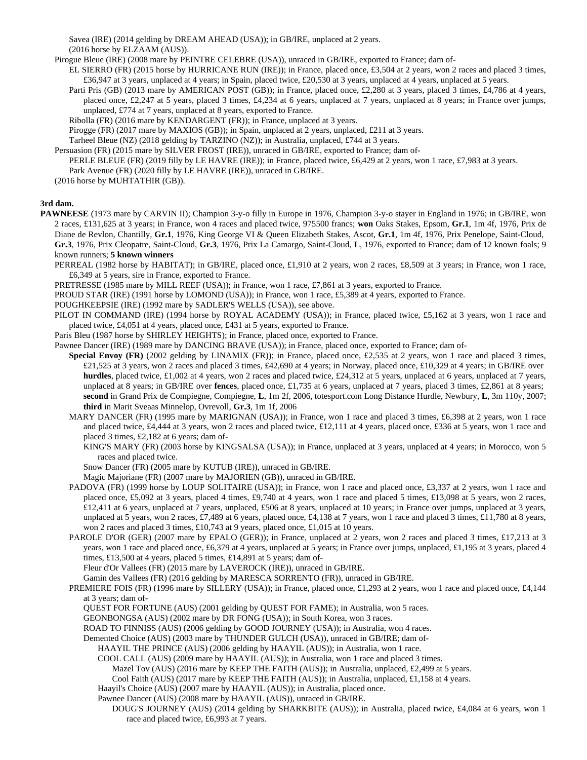Savea (IRE) (2014 gelding by DREAM AHEAD (USA)); in GB/IRE, unplaced at 2 years.
(2016 horse by ELZAAM (AUS)).

Pirogue Bleue (IRE) (2008 mare by PEINTRE CELEBRE (USA)), unraced in GB/IRE, exported to France; dam of-

EL SIERRO (FR) (2015 horse by HURRICANE RUN (IRE)); in France, placed once, £3,504 at 2 years, won 2 races and placed 3 times, £36,947 at 3 years, unplaced at 4 years; in Spain, placed twice, £20,530 at 3 years, unplaced at 4 years, unplaced at 5 years.

Parti Pris (GB) (2013 mare by AMERICAN POST (GB)); in France, placed once, £2,280 at 3 years, placed 3 times, £4,786 at 4 years, placed once, £2,247 at 5 years, placed 3 times, £4,234 at 6 years, unplaced at 7 years, unplaced at 8 years; in France over jumps, unplaced, £774 at 7 years, unplaced at 8 years, exported to France.

Ribolla (FR) (2016 mare by KENDARGENT (FR)); in France, unplaced at 3 years.

Pirogge (FR) (2017 mare by MAXIOS (GB)); in Spain, unplaced at 2 years, unplaced, £211 at 3 years.

Tarheel Bleue (NZ) (2018 gelding by TARZINO (NZ)); in Australia, unplaced, £744 at 3 years.

Persuasion (FR) (2015 mare by SILVER FROST (IRE)), unraced in GB/IRE, exported to France; dam of-

PERLE BLEUE (FR) (2019 filly by LE HAVRE (IRE)); in France, placed twice, £6,429 at 2 years, won 1 race, £7,983 at 3 years.

Park Avenue (FR) (2020 filly by LE HAVRE (IRE)), unraced in GB/IRE.

(2016 horse by MUHTATHIR (GB)).

**3rd dam.**

**PAWNEESE** (1973 mare by CARVIN II); Champion 3-y-o filly in Europe in 1976, Champion 3-y-o stayer in England in 1976; in GB/IRE, won 2 races, £131,625 at 3 years; in France, won 4 races and placed twice, 975500 francs; **won** Oaks Stakes, Epsom, **Gr.1**, 1m 4f, 1976, Prix de Diane de Revlon, Chantilly, **Gr.1**, 1976, King George VI & Queen Elizabeth Stakes, Ascot, **Gr.1**, 1m 4f, 1976, Prix Penelope, Saint-Cloud, **Gr.3**, 1976, Prix Cleopatre, Saint-Cloud, **Gr.3**, 1976, Prix La Camargo, Saint-Cloud, **L**, 1976, exported to France; dam of 12 known foals; 9 known runners; **5 known winners**

PERREAL (1982 horse by HABITAT); in GB/IRE, placed once, £1,910 at 2 years, won 2 races, £8,509 at 3 years; in France, won 1 race, £6,349 at 5 years, sire in France, exported to France.

PRETRESSE (1985 mare by MILL REEF (USA)); in France, won 1 race, £7,861 at 3 years, exported to France.

PROUD STAR (IRE) (1991 horse by LOMOND (USA)); in France, won 1 race, £5,389 at 4 years, exported to France.

POUGHKEEPSIE (IRE) (1992 mare by SADLER'S WELLS (USA)), see above.

PILOT IN COMMAND (IRE) (1994 horse by ROYAL ACADEMY (USA)); in France, placed twice, £5,162 at 3 years, won 1 race and placed twice, £4,051 at 4 years, placed once, £431 at 5 years, exported to France.

Paris Bleu (1987 horse by SHIRLEY HEIGHTS); in France, placed once, exported to France.

Pawnee Dancer (IRE) (1989 mare by DANCING BRAVE (USA)); in France, placed once, exported to France; dam of-

**Special Envoy (FR)** (2002 gelding by LINAMIX (FR)); in France, placed once, £2,535 at 2 years, won 1 race and placed 3 times, £21,525 at 3 years, won 2 races and placed 3 times, £42,690 at 4 years; in Norway, placed once, £10,329 at 4 years; in GB/IRE over **hurdles**, placed twice, £1,002 at 4 years, won 2 races and placed twice, £24,312 at 5 years, unplaced at 6 years, unplaced at 7 years, unplaced at 8 years; in GB/IRE over **fences**, placed once, £1,735 at 6 years, unplaced at 7 years, placed 3 times, £2,861 at 8 years; **second** in Grand Prix de Compiegne, Compiegne, **L**, 1m 2f, 2006, totesport.com Long Distance Hurdle, Newbury, **L**, 3m 110y, 2007; **third** in Marit Sveaas Minnelop, Ovrevoll, **Gr.3**, 1m 1f, 2006

MARY DANCER (FR) (1995 mare by MARIGNAN (USA)); in France, won 1 race and placed 3 times, £6,398 at 2 years, won 1 race and placed twice, £4,444 at 3 years, won 2 races and placed twice, £12,111 at 4 years, placed once, £336 at 5 years, won 1 race and placed 3 times, £2,182 at 6 years; dam of-

KING'S MARY (FR) (2003 horse by KINGSALSA (USA)); in France, unplaced at 3 years, unplaced at 4 years; in Morocco, won 5 races and placed twice.

Snow Dancer (FR) (2005 mare by KUTUB (IRE)), unraced in GB/IRE.

Magic Majoriane (FR) (2007 mare by MAJORIEN (GB)), unraced in GB/IRE.

PADOVA (FR) (1999 horse by LOUP SOLITAIRE (USA)); in France, won 1 race and placed once, £3,337 at 2 years, won 1 race and placed once, £5,092 at 3 years, placed 4 times, £9,740 at 4 years, won 1 race and placed 5 times, £13,098 at 5 years, won 2 races, £12,411 at 6 years, unplaced at 7 years, unplaced, £506 at 8 years, unplaced at 10 years; in France over jumps, unplaced at 3 years, unplaced at 5 years, won 2 races, £7,489 at 6 years, placed once, £4,138 at 7 years, won 1 race and placed 3 times, £11,780 at 8 years, won 2 races and placed 3 times, £10,743 at 9 years, placed once, £1,015 at 10 years.

PAROLE D'OR (GER) (2007 mare by EPALO (GER)); in France, unplaced at 2 years, won 2 races and placed 3 times, £17,213 at 3 years, won 1 race and placed once, £6,379 at 4 years, unplaced at 5 years; in France over jumps, unplaced, £1,195 at 3 years, placed 4 times, £13,500 at 4 years, placed 5 times, £14,891 at 5 years; dam of-

Fleur d'Or Vallees (FR) (2015 mare by LAVEROCK (IRE)), unraced in GB/IRE.

Gamin des Vallees (FR) (2016 gelding by MARESCA SORRENTO (FR)), unraced in GB/IRE.

PREMIERE FOIS (FR) (1996 mare by SILLERY (USA)); in France, placed once, £1,293 at 2 years, won 1 race and placed once, £4,144 at 3 years; dam of-

QUEST FOR FORTUNE (AUS) (2001 gelding by QUEST FOR FAME); in Australia, won 5 races.

GEONBONGSA (AUS) (2002 mare by DR FONG (USA)); in South Korea, won 3 races.

ROAD TO FINNISS (AUS) (2006 gelding by GOOD JOURNEY (USA)); in Australia, won 4 races.

Demented Choice (AUS) (2003 mare by THUNDER GULCH (USA)), unraced in GB/IRE; dam of-

HAAYIL THE PRINCE (AUS) (2006 gelding by HAAYIL (AUS)); in Australia, won 1 race.

COOL CALL (AUS) (2009 mare by HAAYIL (AUS)); in Australia, won 1 race and placed 3 times.

Mazel Tov (AUS) (2016 mare by KEEP THE FAITH (AUS)); in Australia, unplaced, £2,499 at 5 years.

Cool Faith (AUS) (2017 mare by KEEP THE FAITH (AUS)); in Australia, unplaced, £1,158 at 4 years.

Haayil's Choice (AUS) (2007 mare by HAAYIL (AUS)); in Australia, placed once.

Pawnee Dancer (AUS) (2008 mare by HAAYIL (AUS)), unraced in GB/IRE.

DOUG'S JOURNEY (AUS) (2014 gelding by SHARKBITE (AUS)); in Australia, placed twice, £4,084 at 6 years, won 1 race and placed twice, £6,993 at 7 years.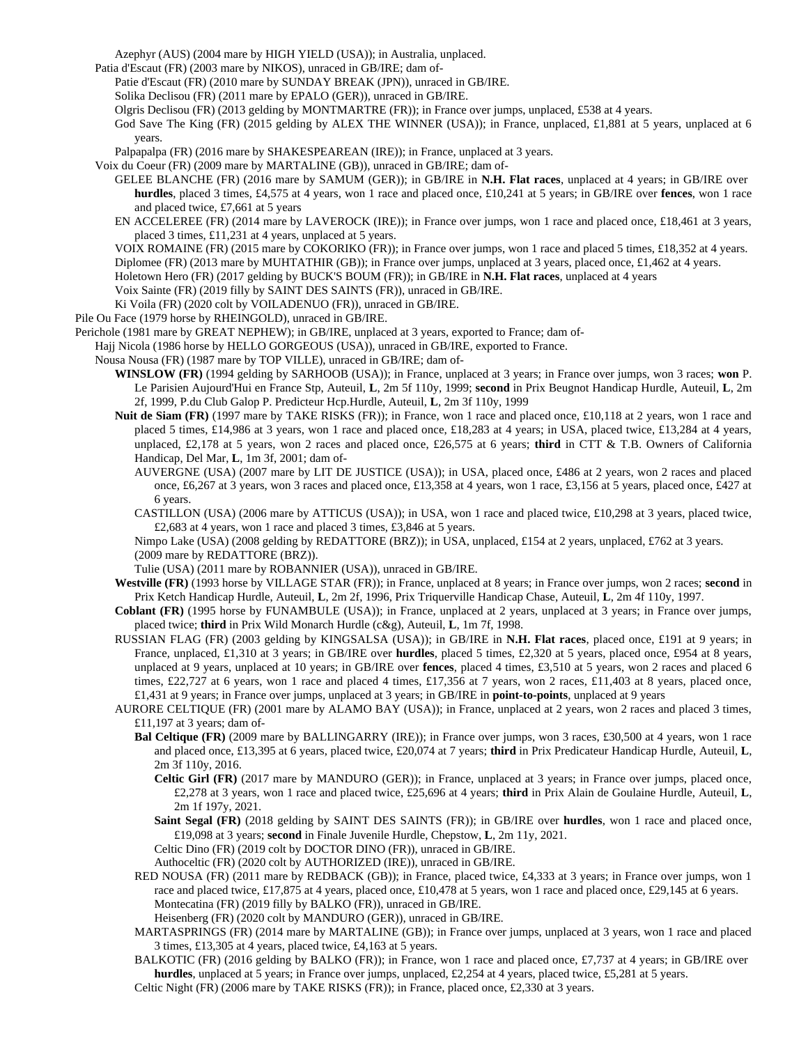Azephyr (AUS) (2004 mare by HIGH YIELD (USA)); in Australia, unplaced.

Patia d'Escaut (FR) (2003 mare by NIKOS), unraced in GB/IRE; dam of-

Patie d'Escaut (FR) (2010 mare by SUNDAY BREAK (JPN)), unraced in GB/IRE.

Solika Declisou (FR) (2011 mare by EPALO (GER)), unraced in GB/IRE.

Olgris Declisou (FR) (2013 gelding by MONTMARTRE (FR)); in France over jumps, unplaced, £538 at 4 years.

God Save The King (FR) (2015 gelding by ALEX THE WINNER (USA)); in France, unplaced, £1,881 at 5 years, unplaced at 6 years.

Palpapalpa (FR) (2016 mare by SHAKESPEAREAN (IRE)); in France, unplaced at 3 years.

Voix du Coeur (FR) (2009 mare by MARTALINE (GB)), unraced in GB/IRE; dam of-

GELEE BLANCHE (FR) (2016 mare by SAMUM (GER)); in GB/IRE in **N.H. Flat races**, unplaced at 4 years; in GB/IRE over **hurdles**, placed 3 times, £4,575 at 4 years, won 1 race and placed once, £10,241 at 5 years; in GB/IRE over **fences**, won 1 race and placed twice, £7,661 at 5 years

EN ACCELEREE (FR) (2014 mare by LAVEROCK (IRE)); in France over jumps, won 1 race and placed once, £18,461 at 3 years, placed 3 times, £11,231 at 4 years, unplaced at 5 years.

VOIX ROMAINE (FR) (2015 mare by COKORIKO (FR)); in France over jumps, won 1 race and placed 5 times, £18,352 at 4 years.

Diplomee (FR) (2013 mare by MUHTATHIR (GB)); in France over jumps, unplaced at 3 years, placed once, £1,462 at 4 years.

Holetown Hero (FR) (2017 gelding by BUCK'S BOUM (FR)); in GB/IRE in **N.H. Flat races**, unplaced at 4 years

Voix Sainte (FR) (2019 filly by SAINT DES SAINTS (FR)), unraced in GB/IRE.

Ki Voila (FR) (2020 colt by VOILADENUO (FR)), unraced in GB/IRE.

Pile Ou Face (1979 horse by RHEINGOLD), unraced in GB/IRE.

Perichole (1981 mare by GREAT NEPHEW); in GB/IRE, unplaced at 3 years, exported to France; dam of-

Hajj Nicola (1986 horse by HELLO GORGEOUS (USA)), unraced in GB/IRE, exported to France.

Nousa Nousa (FR) (1987 mare by TOP VILLE), unraced in GB/IRE; dam of-

**WINSLOW (FR)** (1994 gelding by SARHOOB (USA)); in France, unplaced at 3 years; in France over jumps, won 3 races; **won** P. Le Parisien Aujourd'Hui en France Stp, Auteuil, **L**, 2m 5f 110y, 1999; **second** in Prix Beugnot Handicap Hurdle, Auteuil, **L**, 2m 2f, 1999, P.du Club Galop P. Predicteur Hcp.Hurdle, Auteuil, **L**, 2m 3f 110y, 1999

**Nuit de Siam (FR)** (1997 mare by TAKE RISKS (FR)); in France, won 1 race and placed once, £10,118 at 2 years, won 1 race and placed 5 times, £14,986 at 3 years, won 1 race and placed once, £18,283 at 4 years; in USA, placed twice, £13,284 at 4 years, unplaced, £2,178 at 5 years, won 2 races and placed once, £26,575 at 6 years; **third** in CTT & T.B. Owners of California Handicap, Del Mar, **L**, 1m 3f, 2001; dam of-

AUVERGNE (USA) (2007 mare by LIT DE JUSTICE (USA)); in USA, placed once, £486 at 2 years, won 2 races and placed once, £6,267 at 3 years, won 3 races and placed once, £13,358 at 4 years, won 1 race, £3,156 at 5 years, placed once, £427 at 6 years.

CASTILLON (USA) (2006 mare by ATTICUS (USA)); in USA, won 1 race and placed twice, £10,298 at 3 years, placed twice, £2,683 at 4 years, won 1 race and placed 3 times, £3,846 at 5 years.

Nimpo Lake (USA) (2008 gelding by REDATTORE (BRZ)); in USA, unplaced, £154 at 2 years, unplaced, £762 at 3 years.

(2009 mare by REDATTORE (BRZ)).

Tulie (USA) (2011 mare by ROBANNIER (USA)), unraced in GB/IRE.

**Westville (FR)** (1993 horse by VILLAGE STAR (FR)); in France, unplaced at 8 years; in France over jumps, won 2 races; **second** in Prix Ketch Handicap Hurdle, Auteuil, **L**, 2m 2f, 1996, Prix Triquerville Handicap Chase, Auteuil, **L**, 2m 4f 110y, 1997.

**Coblant (FR)** (1995 horse by FUNAMBULE (USA)); in France, unplaced at 2 years, unplaced at 3 years; in France over jumps, placed twice; **third** in Prix Wild Monarch Hurdle (c&g), Auteuil, **L**, 1m 7f, 1998.

RUSSIAN FLAG (FR) (2003 gelding by KINGSALSA (USA)); in GB/IRE in **N.H. Flat races**, placed once, £191 at 9 years; in France, unplaced, £1,310 at 3 years; in GB/IRE over **hurdles**, placed 5 times, £2,320 at 5 years, placed once, £954 at 8 years, unplaced at 9 years, unplaced at 10 years; in GB/IRE over **fences**, placed 4 times, £3,510 at 5 years, won 2 races and placed 6 times, £22,727 at 6 years, won 1 race and placed 4 times, £17,356 at 7 years, won 2 races, £11,403 at 8 years, placed once, £1,431 at 9 years; in France over jumps, unplaced at 3 years; in GB/IRE in **point-to-points**, unplaced at 9 years

AURORE CELTIQUE (FR) (2001 mare by ALAMO BAY (USA)); in France, unplaced at 2 years, won 2 races and placed 3 times, £11,197 at 3 years; dam of-

**Bal Celtique (FR)** (2009 mare by BALLINGARRY (IRE)); in France over jumps, won 3 races, £30,500 at 4 years, won 1 race and placed once, £13,395 at 6 years, placed twice, £20,074 at 7 years; **third** in Prix Predicateur Handicap Hurdle, Auteuil, **L**, 2m 3f 110y, 2016.

**Celtic Girl (FR)** (2017 mare by MANDURO (GER)); in France, unplaced at 3 years; in France over jumps, placed once, £2,278 at 3 years, won 1 race and placed twice, £25,696 at 4 years; **third** in Prix Alain de Goulaine Hurdle, Auteuil, **L**, 2m 1f 197y, 2021.

**Saint Segal (FR)** (2018 gelding by SAINT DES SAINTS (FR)); in GB/IRE over **hurdles**, won 1 race and placed once, £19,098 at 3 years; **second** in Finale Juvenile Hurdle, Chepstow, **L**, 2m 11y, 2021.

Celtic Dino (FR) (2019 colt by DOCTOR DINO (FR)), unraced in GB/IRE.

Authoceltic (FR) (2020 colt by AUTHORIZED (IRE)), unraced in GB/IRE.

RED NOUSA (FR) (2011 mare by REDBACK (GB)); in France, placed twice, £4,333 at 3 years; in France over jumps, won 1 race and placed twice, £17,875 at 4 years, placed once, £10,478 at 5 years, won 1 race and placed once, £29,145 at 6 years.

Montecatina (FR) (2019 filly by BALKO (FR)), unraced in GB/IRE.

Heisenberg (FR) (2020 colt by MANDURO (GER)), unraced in GB/IRE.

MARTASPRINGS (FR) (2014 mare by MARTALINE (GB)); in France over jumps, unplaced at 3 years, won 1 race and placed 3 times, £13,305 at 4 years, placed twice, £4,163 at 5 years.

BALKOTIC (FR) (2016 gelding by BALKO (FR)); in France, won 1 race and placed once, £7,737 at 4 years; in GB/IRE over **hurdles**, unplaced at 5 years; in France over jumps, unplaced, £2,254 at 4 years, placed twice, £5,281 at 5 years.

Celtic Night (FR) (2006 mare by TAKE RISKS (FR)); in France, placed once, £2,330 at 3 years.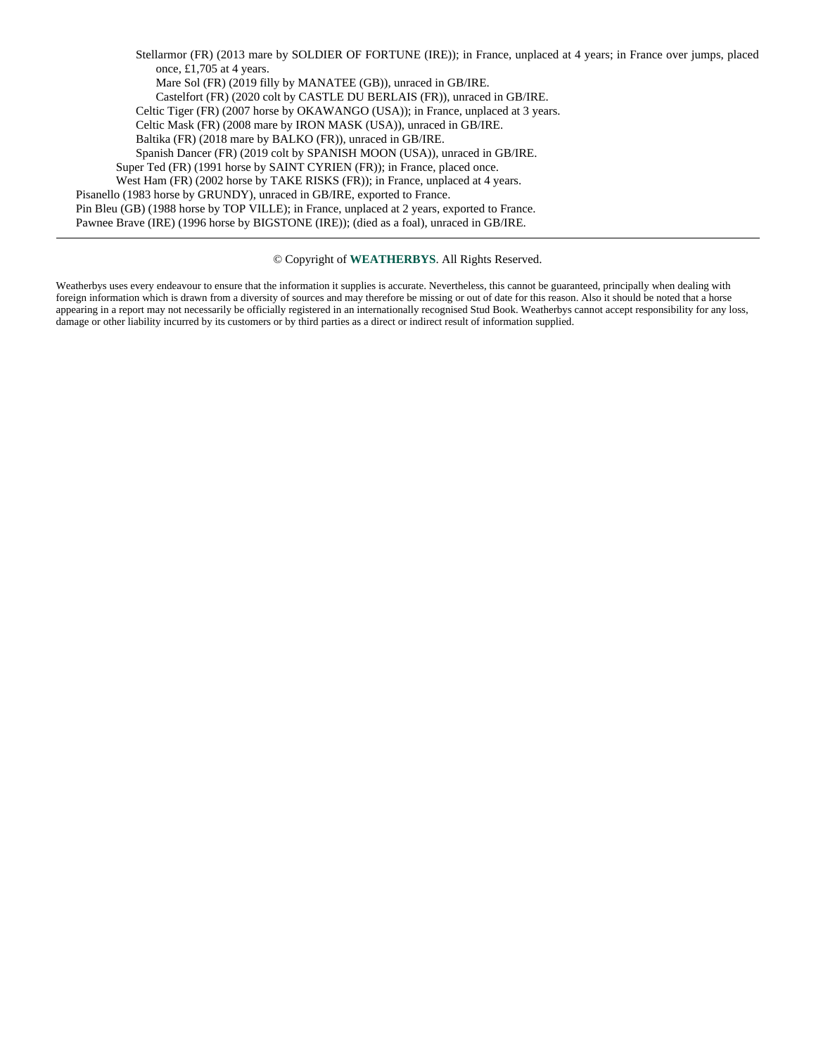Stellarmor (FR) (2013 mare by SOLDIER OF FORTUNE (IRE)); in France, unplaced at 4 years; in France over jumps, placed once, £1,705 at 4 years.

Mare Sol (FR) (2019 filly by MANATEE (GB)), unraced in GB/IRE.

Castelfort (FR) (2020 colt by CASTLE DU BERLAIS (FR)), unraced in GB/IRE.

Celtic Tiger (FR) (2007 horse by OKAWANGO (USA)); in France, unplaced at 3 years.

Celtic Mask (FR) (2008 mare by IRON MASK (USA)), unraced in GB/IRE.

Baltika (FR) (2018 mare by BALKO (FR)), unraced in GB/IRE.

Spanish Dancer (FR) (2019 colt by SPANISH MOON (USA)), unraced in GB/IRE.

Super Ted (FR) (1991 horse by SAINT CYRIEN (FR)); in France, placed once.

West Ham (FR) (2002 horse by TAKE RISKS (FR)); in France, unplaced at 4 years.

Pisanello (1983 horse by GRUNDY), unraced in GB/IRE, exported to France.

Pin Bleu (GB) (1988 horse by TOP VILLE); in France, unplaced at 2 years, exported to France.

Pawnee Brave (IRE) (1996 horse by BIGSTONE (IRE)); (died as a foal), unraced in GB/IRE.

---

© Copyright of **WEATHERBYS**. All Rights Reserved.

Weatherbys uses every endeavour to ensure that the information it supplies is accurate. Nevertheless, this cannot be guaranteed, principally when dealing with foreign information which is drawn from a diversity of sources and may therefore be missing or out of date for this reason. Also it should be noted that a horse appearing in a report may not necessarily be officially registered in an internationally recognised Stud Book. Weatherbys cannot accept responsibility for any loss, damage or other liability incurred by its customers or by third parties as a direct or indirect result of information supplied.